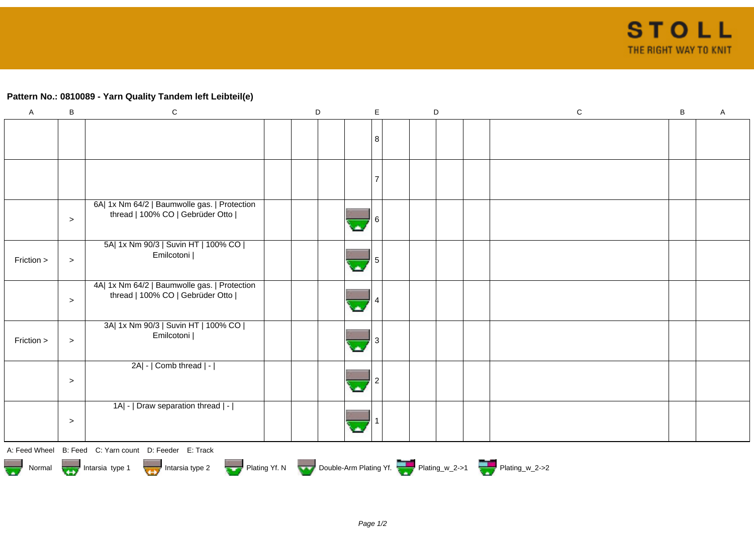**Pattern No.: 0810089 - Yarn Quality Tandem left Leibteil(e)**

| A | B | C | D | D | D | D | E | D | D | D | D | C | B | A |
|---|---|---|---|---|---|---|---|---|---|---|---|---|---|---|
| | | | | | | | 8 | | | | | | | |
| | | | | | | | 7 | | | | | | | |
| | > | 6A\| 1x Nm 64/2 \| Baumwolle gas. \| Protection thread \| 100% CO \| Gebrüder Otto \| | | | | Normal | 6 | | | | | | | |
| Friction > | > | 5A\| 1x Nm 90/3 \| Suvin HT \| 100% CO \| Emilcotoni \| | | | | Normal | 5 | | | | | | | |
| | > | 4A\| 1x Nm 64/2 \| Baumwolle gas. \| Protection thread \| 100% CO \| Gebrüder Otto \| | | | | Normal | 4 | | | | | | | |
| Friction > | > | 3A\| 1x Nm 90/3 \| Suvin HT \| 100% CO \| Emilcotoni \| | | | | Normal | 3 | | | | | | | |
| | > | 2A\| - \| Comb thread \| - \| | | | | Normal | 2 | | | | | | | |
| | > | 1A\| - \| Draw separation thread \| - \| | | | | Normal | 1 | | | | | | | |

A: Feed Wheel B: Feed C: Yarn count D: Feeder E: Track

Normal, Intarsia type 1, Intarsia type 2, Plating Yf. N, Double-Arm Plating Yf., Plating_w_2->1, Plating_w_2->2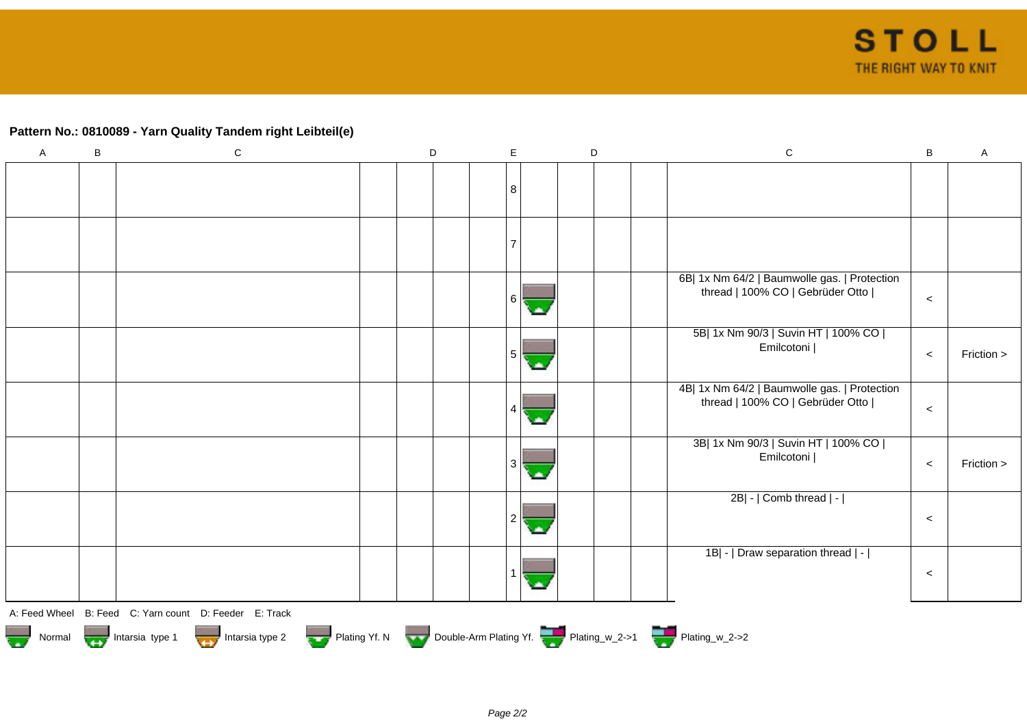## Pattern No.: 0810089 - Yarn Quality Tandem right Leibteil(e)

| A | B | C | D | D | D | D | E | D | D | D | D | C | B | A |
|---|---|---|---|---|---|---|---|---|---|---|---|---|---|---|
| | | | | | | | 8 | | | | | | | |
| | | | | | | | 7 | | | | | | | |
| | | | | | | | 6 | | | | | 6B\| 1x Nm 64/2 \| Baumwolle gas. \| Protection thread \| 100% CO \| Gebrüder Otto \| | < | |
| | | | | | | | 5 | | | | | 5B\| 1x Nm 90/3 \| Suvin HT \| 100% CO \| Emilcotoni \| | < | Friction > |
| | | | | | | | 4 | | | | | 4B\| 1x Nm 64/2 \| Baumwolle gas. \| Protection thread \| 100% CO \| Gebrüder Otto \| | < | |
| | | | | | | | 3 | | | | | 3B\| 1x Nm 90/3 \| Suvin HT \| 100% CO \| Emilcotoni \| | < | Friction > |
| | | | | | | | 2 | | | | | 2B\| - \| Comb thread \| - \| | < | |
| | | | | | | | 1 | | | | | 1B\| - \| Draw separation thread \| - \| | < | |

A: Feed Wheel B: Feed C: Yarn count D: Feeder E: Track

Normal Intarsia type 1 Intarsia type 2 Plating Yf. N Double-Arm Plating Yf. Plating_w_2->1 Plating_w_2->2